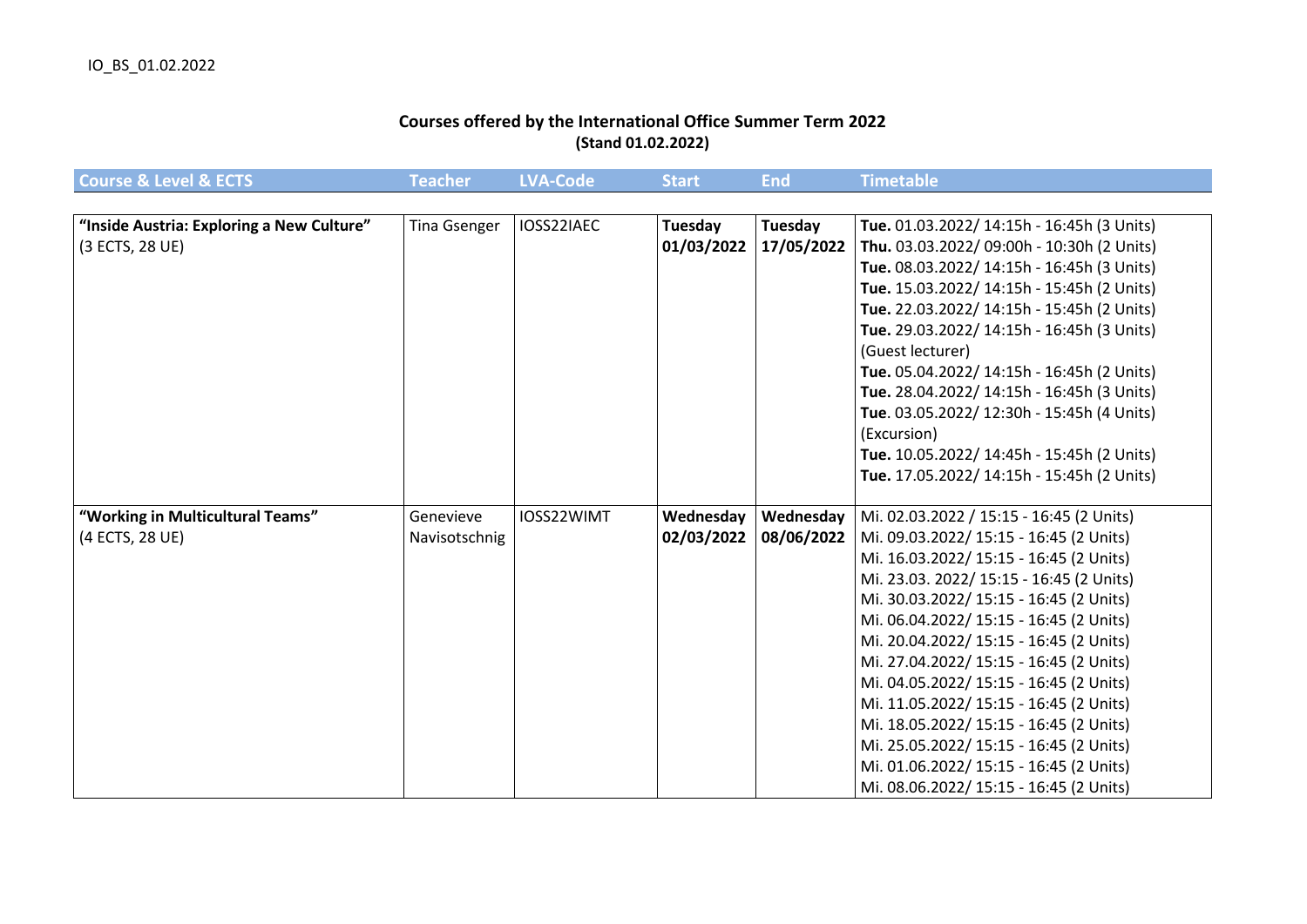IO_BS_01.02.2022

## Courses offered by the International Office Summer Term 2022
**(Stand 01.02.2022)**

| Course & Level & ECTS | Teacher | LVA-Code | Start | End | Timetable |
|---|---|---|---|---|---|
| **“Inside Austria: Exploring a New Culture”** (3 ECTS, 28 UE) | Tina Gsenger | IOSS22IAEC | **Tuesday 01/03/2022** | **Tuesday 17/05/2022** | **Tue.** 01.03.2022/ 14:15h - 16:45h (3 Units)<br>**Thu.** 03.03.2022/ 09:00h - 10:30h (2 Units)<br>**Tue.** 08.03.2022/ 14:15h - 16:45h (3 Units)<br>**Tue.** 15.03.2022/ 14:15h - 15:45h (2 Units)<br>**Tue.** 22.03.2022/ 14:15h - 15:45h (2 Units)<br>**Tue.** 29.03.2022/ 14:15h - 16:45h (3 Units) (Guest lecturer)<br>**Tue.** 05.04.2022/ 14:15h - 16:45h (2 Units)<br>**Tue.** 28.04.2022/ 14:15h - 16:45h (3 Units)<br>**Tue**. 03.05.2022/ 12:30h - 15:45h (4 Units) (Excursion)<br>**Tue.** 10.05.2022/ 14:45h - 15:45h (2 Units)<br>**Tue.** 17.05.2022/ 14:15h - 15:45h (2 Units) |
| **“Working in Multicultural Teams”** (4 ECTS, 28 UE) | Genevieve Navisotschnig | IOSS22WIMT | **Wednesday 02/03/2022** | **Wednesday 08/06/2022** | Mi. 02.03.2022 / 15:15 - 16:45 (2 Units)<br>Mi. 09.03.2022/ 15:15 - 16:45 (2 Units)<br>Mi. 16.03.2022/ 15:15 - 16:45 (2 Units)<br>Mi. 23.03. 2022/ 15:15 - 16:45 (2 Units)<br>Mi. 30.03.2022/ 15:15 - 16:45 (2 Units)<br>Mi. 06.04.2022/ 15:15 - 16:45 (2 Units)<br>Mi. 20.04.2022/ 15:15 - 16:45 (2 Units)<br>Mi. 27.04.2022/ 15:15 - 16:45 (2 Units)<br>Mi. 04.05.2022/ 15:15 - 16:45 (2 Units)<br>Mi. 11.05.2022/ 15:15 - 16:45 (2 Units)<br>Mi. 18.05.2022/ 15:15 - 16:45 (2 Units)<br>Mi. 25.05.2022/ 15:15 - 16:45 (2 Units)<br>Mi. 01.06.2022/ 15:15 - 16:45 (2 Units)<br>Mi. 08.06.2022/ 15:15 - 16:45 (2 Units) |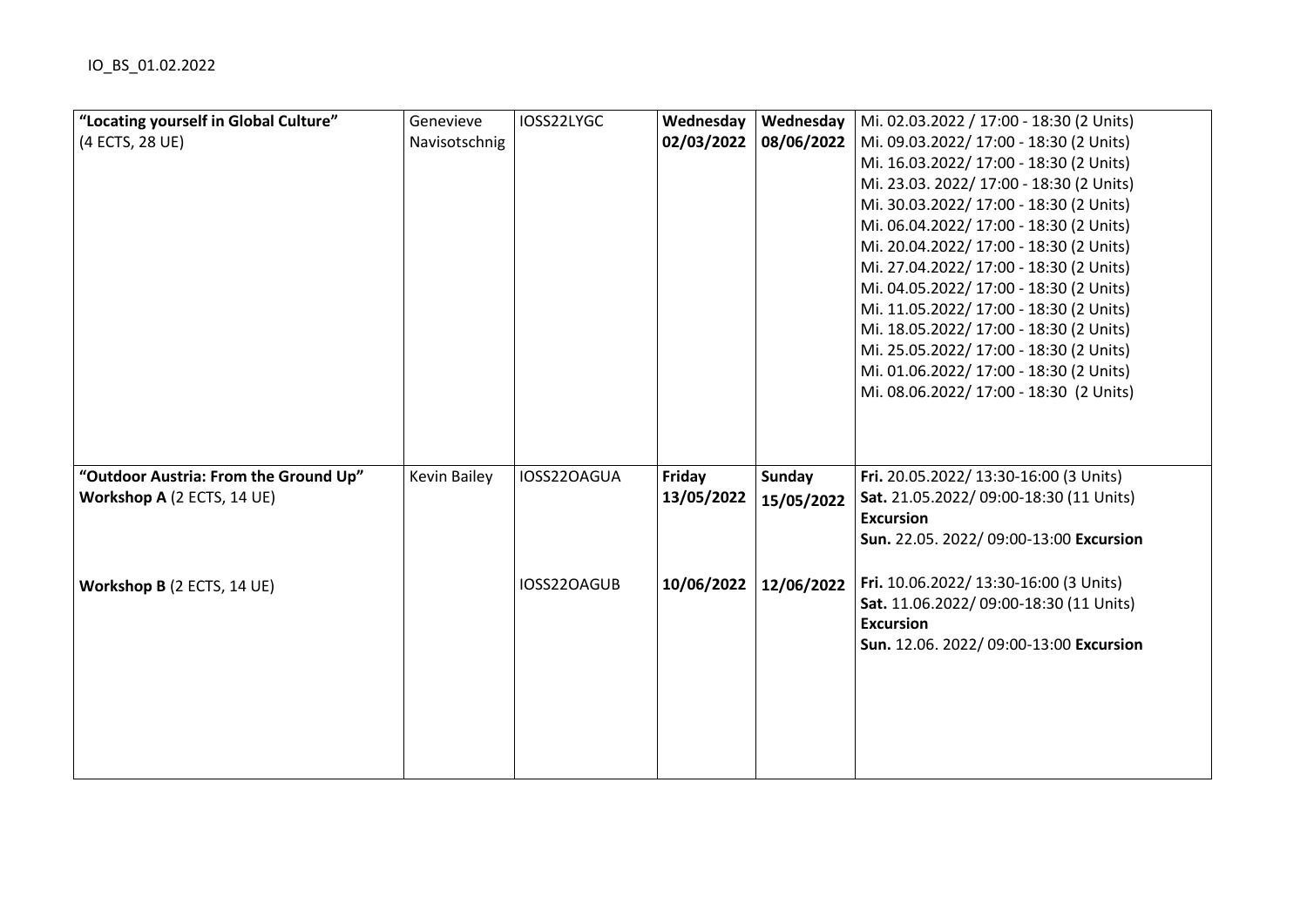| “Locating yourself in Global Culture” (4 ECTS, 28 UE) | Genevieve Navisotschnig | IOSS22LYGC | **Wednesday 02/03/2022** | **Wednesday 08/06/2022** | Mi. 02.03.2022 / 17:00 - 18:30 (2 Units)<br>Mi. 09.03.2022/ 17:00 - 18:30 (2 Units)<br>Mi. 16.03.2022/ 17:00 - 18:30 (2 Units)<br>Mi. 23.03. 2022/ 17:00 - 18:30 (2 Units)<br>Mi. 30.03.2022/ 17:00 - 18:30 (2 Units)<br>Mi. 06.04.2022/ 17:00 - 18:30 (2 Units)<br>Mi. 20.04.2022/ 17:00 - 18:30 (2 Units)<br>Mi. 27.04.2022/ 17:00 - 18:30 (2 Units)<br>Mi. 04.05.2022/ 17:00 - 18:30 (2 Units)<br>Mi. 11.05.2022/ 17:00 - 18:30 (2 Units)<br>Mi. 18.05.2022/ 17:00 - 18:30 (2 Units)<br>Mi. 25.05.2022/ 17:00 - 18:30 (2 Units)<br>Mi. 01.06.2022/ 17:00 - 18:30 (2 Units)<br>Mi. 08.06.2022/ 17:00 - 18:30 (2 Units) |
|---|---|---|---|---|---|
| **“Outdoor Austria: From the Ground Up” Workshop A** (2 ECTS, 14 UE)<br><br>**Workshop B** (2 ECTS, 14 UE) | Kevin Bailey | IOSS22OAGUA<br><br>IOSS22OAGUB | **Friday 13/05/2022**<br><br>**10/06/2022** | **Sunday 15/05/2022**<br><br>**12/06/2022** | **Fri.** 20.05.2022/ 13:30-16:00 (3 Units)<br>**Sat.** 21.05.2022/ 09:00-18:30 (11 Units) **Excursion**<br>**Sun.** 22.05. 2022/ 09:00-13:00 **Excursion**<br><br>**Fri.** 10.06.2022/ 13:30-16:00 (3 Units)<br>**Sat.** 11.06.2022/ 09:00-18:30 (11 Units) **Excursion**<br>**Sun.** 12.06. 2022/ 09:00-13:00 **Excursion** |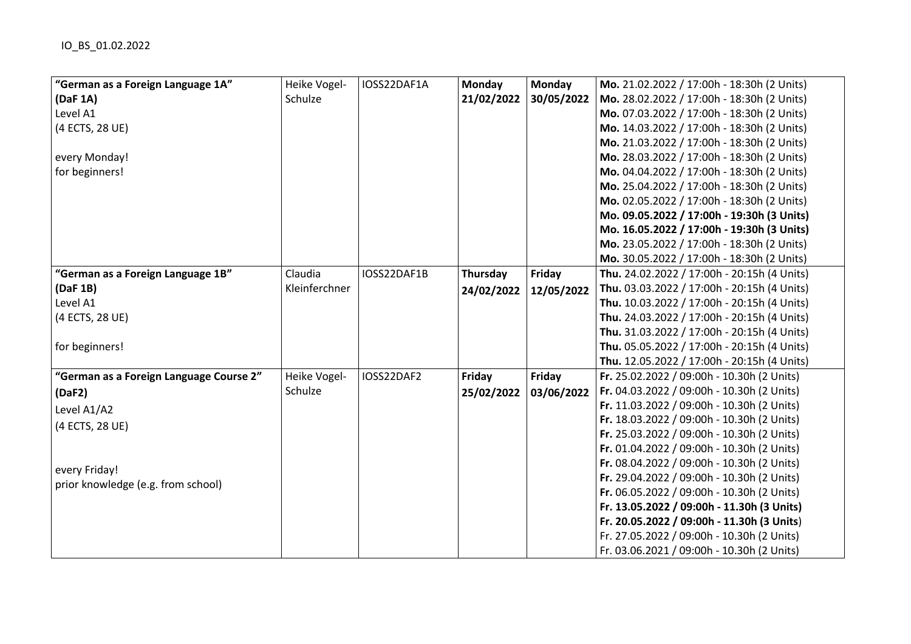IO_BS_01.02.2022

| | | | | | |
|---|---|---|---|---|---|
| **"German as a Foreign Language 1A"**<br>**(DaF 1A)**<br>Level A1<br>(4 ECTS, 28 UE)<br><br>every Monday!<br>for beginners! | Heike Vogel-Schulze | IOSS22DAF1A | **Monday**<br>**21/02/2022** | **Monday**<br>**30/05/2022** | **Mo.** 21.02.2022 / 17:00h - 18:30h (2 Units)<br>**Mo.** 28.02.2022 / 17:00h - 18:30h (2 Units)<br>**Mo.** 07.03.2022 / 17:00h - 18:30h (2 Units)<br>**Mo.** 14.03.2022 / 17:00h - 18:30h (2 Units)<br>**Mo.** 21.03.2022 / 17:00h - 18:30h (2 Units)<br>**Mo.** 28.03.2022 / 17:00h - 18:30h (2 Units)<br>**Mo.** 04.04.2022 / 17:00h - 18:30h (2 Units)<br>**Mo.** 25.04.2022 / 17:00h - 18:30h (2 Units)<br>**Mo.** 02.05.2022 / 17:00h - 18:30h (2 Units)<br>**Mo. 09.05.2022 / 17:00h - 19:30h (3 Units)**<br>**Mo. 16.05.2022 / 17:00h - 19:30h (3 Units)**<br>**Mo.** 23.05.2022 / 17:00h - 18:30h (2 Units)<br>**Mo.** 30.05.2022 / 17:00h - 18:30h (2 Units) |
| **"German as a Foreign Language 1B"**<br>**(DaF 1B)**<br>Level A1<br>(4 ECTS, 28 UE)<br><br>for beginners! | Claudia Kleinferchner | IOSS22DAF1B | **Thursday**<br>**24/02/2022** | **Friday**<br>**12/05/2022** | **Thu.** 24.02.2022 / 17:00h - 20:15h (4 Units)<br>**Thu.** 03.03.2022 / 17:00h - 20:15h (4 Units)<br>**Thu.** 10.03.2022 / 17:00h - 20:15h (4 Units)<br>**Thu.** 24.03.2022 / 17:00h - 20:15h (4 Units)<br>**Thu.** 31.03.2022 / 17:00h - 20:15h (4 Units)<br>**Thu.** 05.05.2022 / 17:00h - 20:15h (4 Units)<br>**Thu.** 12.05.2022 / 17:00h - 20:15h (4 Units) |
| **"German as a Foreign Language Course 2"**<br>**(DaF2)**<br>Level A1/A2<br>(4 ECTS, 28 UE)<br><br>every Friday!<br>prior knowledge (e.g. from school) | Heike Vogel-Schulze | IOSS22DAF2 | **Friday**<br>**25/02/2022** | **Friday**<br>**03/06/2022** | **Fr.** 25.02.2022 / 09:00h - 10.30h (2 Units)<br>**Fr.** 04.03.2022 / 09:00h - 10.30h (2 Units)<br>**Fr.** 11.03.2022 / 09:00h - 10.30h (2 Units)<br>**Fr.** 18.03.2022 / 09:00h - 10.30h (2 Units)<br>**Fr.** 25.03.2022 / 09:00h - 10.30h (2 Units)<br>**Fr.** 01.04.2022 / 09:00h - 10.30h (2 Units)<br>**Fr.** 08.04.2022 / 09:00h - 10.30h (2 Units)<br>**Fr.** 29.04.2022 / 09:00h - 10.30h (2 Units)<br>**Fr.** 06.05.2022 / 09:00h - 10.30h (2 Units)<br>**Fr. 13.05.2022 / 09:00h - 11.30h (3 Units)**<br>**Fr. 20.05.2022 / 09:00h - 11.30h (3 Units)**<br>Fr. 27.05.2022 / 09:00h - 10.30h (2 Units)<br>Fr. 03.06.2021 / 09:00h - 10.30h (2 Units) |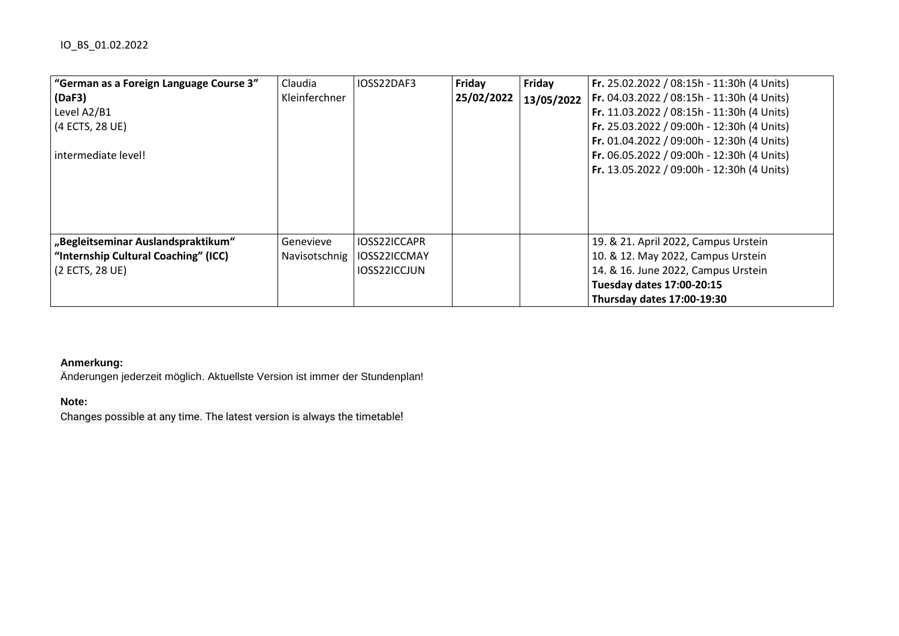| | | | | | |
|---|---|---|---|---|---|
| **"German as a Foreign Language Course 3" (DaF3)**<br>Level A2/B1<br>(4 ECTS, 28 UE)<br><br>intermediate level! | Claudia Kleinferchner | IOSS22DAF3 | **Friday 25/02/2022** | **Friday 13/05/2022** | **Fr.** 25.02.2022 / 08:15h - 11:30h (4 Units)<br>**Fr.** 04.03.2022 / 08:15h - 11:30h (4 Units)<br>**Fr.** 11.03.2022 / 08:15h - 11:30h (4 Units)<br>**Fr.** 25.03.2022 / 09:00h - 12:30h (4 Units)<br>**Fr.** 01.04.2022 / 09:00h - 12:30h (4 Units)<br>**Fr.** 06.05.2022 / 09:00h - 12:30h (4 Units)<br>**Fr.** 13.05.2022 / 09:00h - 12:30h (4 Units) |
| **„Begleitseminar Auslandspraktikum"**<br>**"Internship Cultural Coaching" (ICC)**<br>(2 ECTS, 28 UE) | Genevieve Navisotschnig | IOSS22ICCAPR<br>IOSS22ICCMAY<br>IOSS22ICCJUN | | | 19. & 21. April 2022, Campus Urstein<br>10. & 12. May 2022, Campus Urstein<br>14. & 16. June 2022, Campus Urstein<br>**Tuesday dates 17:00-20:15**<br>**Thursday dates 17:00-19:30** |

**Anmerkung:**
Änderungen jederzeit möglich. Aktuellste Version ist immer der Stundenplan!

**Note:**
Changes possible at any time. The latest version is always the timetable!